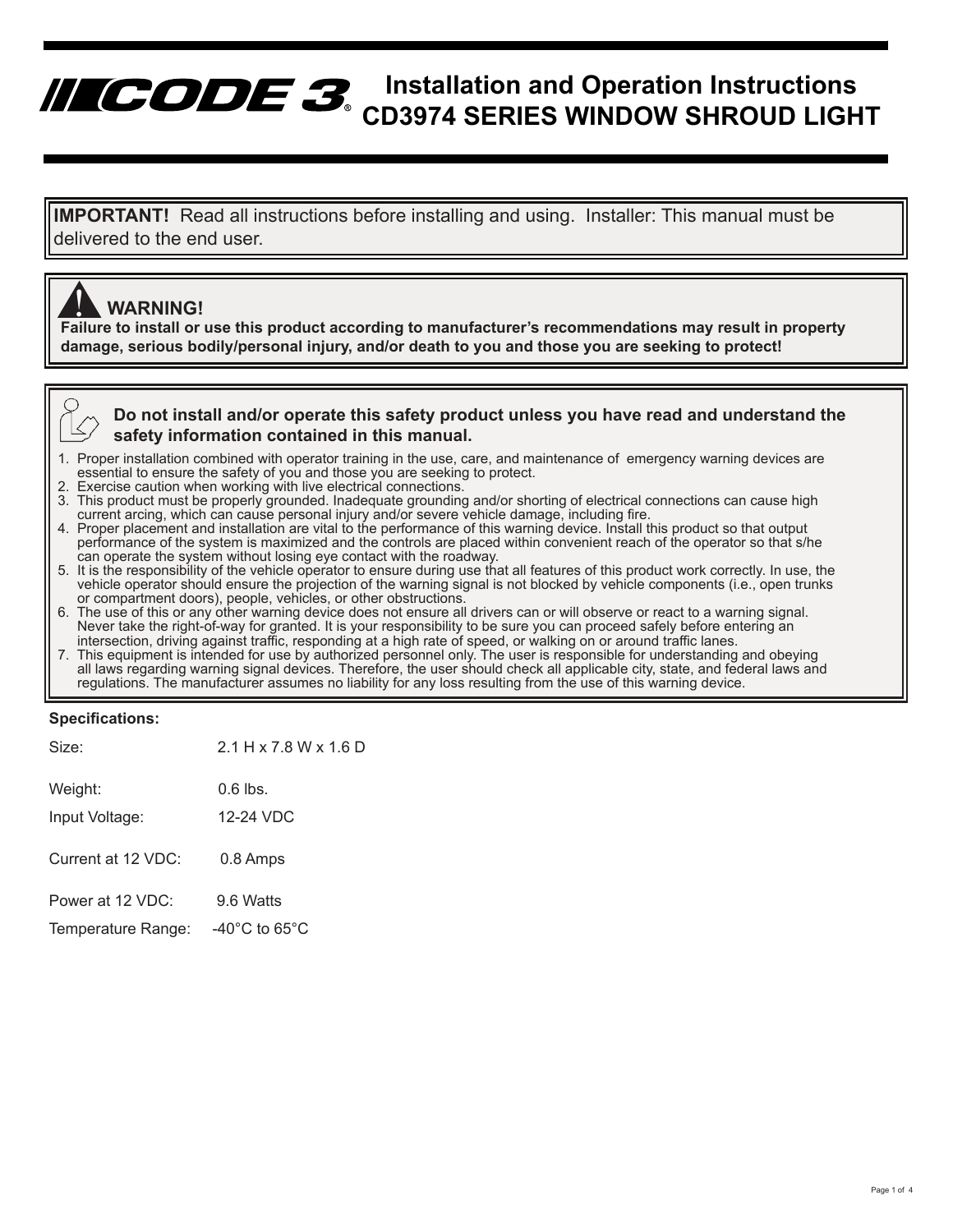# CODE 3® Installation and Operation Instructions CD3974 SERIES WINDOW SHROUD LIGHT

**IMPORTANT!** Read all instructions before installing and using. Installer: This manual must be delivered to the end user.

**WARNING!**
**Failure to install or use this product according to manufacturer's recommendations may result in property damage, serious bodily/personal injury, and/or death to you and those you are seeking to protect!**

**Do not install and/or operate this safety product unless you have read and understand the safety information contained in this manual.**

1. Proper installation combined with operator training in the use, care, and maintenance of emergency warning devices are essential to ensure the safety of you and those you are seeking to protect.
2. Exercise caution when working with live electrical connections.
3. This product must be properly grounded. Inadequate grounding and/or shorting of electrical connections can cause high current arcing, which can cause personal injury and/or severe vehicle damage, including fire.
4. Proper placement and installation are vital to the performance of this warning device. Install this product so that output performance of the system is maximized and the controls are placed within convenient reach of the operator so that s/he can operate the system without losing eye contact with the roadway.
5. It is the responsibility of the vehicle operator to ensure during use that all features of this product work correctly. In use, the vehicle operator should ensure the projection of the warning signal is not blocked by vehicle components (i.e., open trunks or compartment doors), people, vehicles, or other obstructions.
6. The use of this or any other warning device does not ensure all drivers can or will observe or react to a warning signal. Never take the right-of-way for granted. It is your responsibility to be sure you can proceed safely before entering an intersection, driving against traffic, responding at a high rate of speed, or walking on or around traffic lanes.
7. This equipment is intended for use by authorized personnel only. The user is responsible for understanding and obeying all laws regarding warning signal devices. Therefore, the user should check all applicable city, state, and federal laws and regulations. The manufacturer assumes no liability for any loss resulting from the use of this warning device.

**Specifications:**

| | |
|---|---|
| Size: | 2.1 H x 7.8 W x 1.6 D |
| Weight: | 0.6 lbs. |
| Input Voltage: | 12-24 VDC |
| Current at 12 VDC: | 0.8 Amps |
| Power at 12 VDC: | 9.6 Watts |
| Temperature Range: | -40°C to 65°C |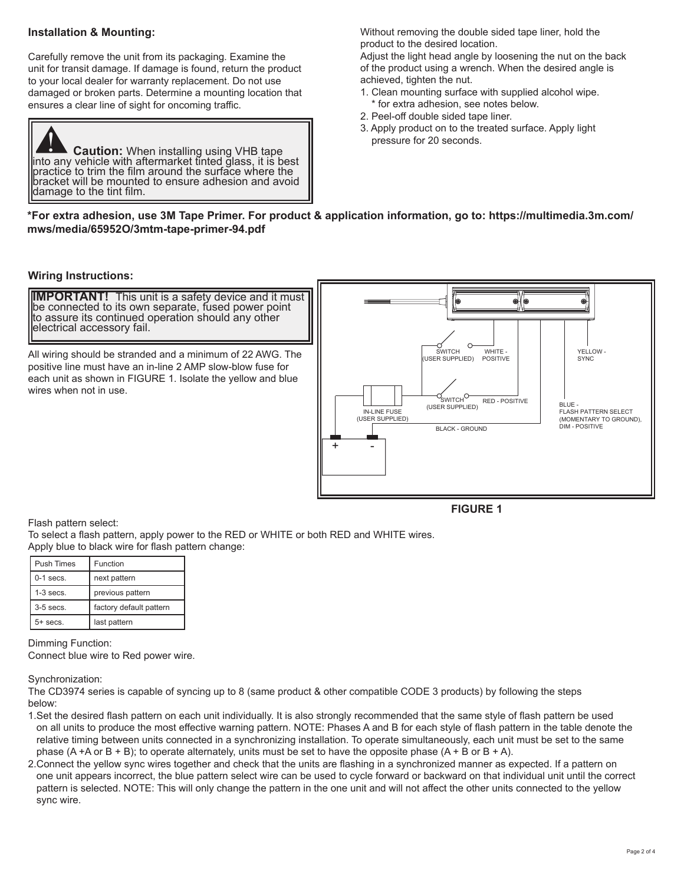## Installation & Mounting:

Carefully remove the unit from its packaging. Examine the unit for transit damage. If damage is found, return the product to your local dealer for warranty replacement. Do not use damaged or broken parts. Determine a mounting location that ensures a clear line of sight for oncoming traffic.

> **Caution:** When installing using VHB tape into any vehicle with aftermarket tinted glass, it is best practice to trim the film around the surface where the bracket will be mounted to ensure adhesion and avoid damage to the tint film.

Without removing the double sided tape liner, hold the product to the desired location.

Adjust the light head angle by loosening the nut on the back of the product using a wrench. When the desired angle is achieved, tighten the nut.

1. Clean mounting surface with supplied alcohol wipe.
   * for extra adhesion, see notes below.
2. Peel-off double sided tape liner.
3. Apply product on to the treated surface. Apply light pressure for 20 seconds.

**\*For extra adhesion, use 3M Tape Primer. For product & application information, go to: https://multimedia.3m.com/mws/media/65952O/3mtm-tape-primer-94.pdf**

## Wiring Instructions:

> **IMPORTANT!** This unit is a safety device and it must be connected to its own separate, fused power point to assure its continued operation should any other electrical accessory fail.

All wiring should be stranded and a minimum of 22 AWG. The positive line must have an in-line 2 AMP slow-blow fuse for each unit as shown in FIGURE 1. Isolate the yellow and blue wires when not in use.

SWITCH (USER SUPPLIED) — WHITE - POSITIVE
YELLOW - SYNC
SWITCH (USER SUPPLIED) — RED - POSITIVE
IN-LINE FUSE (USER SUPPLIED)
BLUE - FLASH PATTERN SELECT (MOMENTARY TO GROUND), DIM - POSITIVE
BLACK - GROUND
+ -

**FIGURE 1**

Flash pattern select:
To select a flash pattern, apply power to the RED or WHITE or both RED and WHITE wires.
Apply blue to black wire for flash pattern change:

| Push Times | Function |
|---|---|
| 0-1 secs. | next pattern |
| 1-3 secs. | previous pattern |
| 3-5 secs. | factory default pattern |
| 5+ secs. | last pattern |

Dimming Function:
Connect blue wire to Red power wire.

Synchronization:
The CD3974 series is capable of syncing up to 8 (same product & other compatible CODE 3 products) by following the steps below:

1. Set the desired flash pattern on each unit individually. It is also strongly recommended that the same style of flash pattern be used on all units to produce the most effective warning pattern. NOTE: Phases A and B for each style of flash pattern in the table denote the relative timing between units connected in a synchronizing installation. To operate simultaneously, each unit must be set to the same phase (A +A or B + B); to operate alternately, units must be set to have the opposite phase (A + B or B + A).
2. Connect the yellow sync wires together and check that the units are flashing in a synchronized manner as expected. If a pattern on one unit appears incorrect, the blue pattern select wire can be used to cycle forward or backward on that individual unit until the correct pattern is selected. NOTE: This will only change the pattern in the one unit and will not affect the other units connected to the yellow sync wire.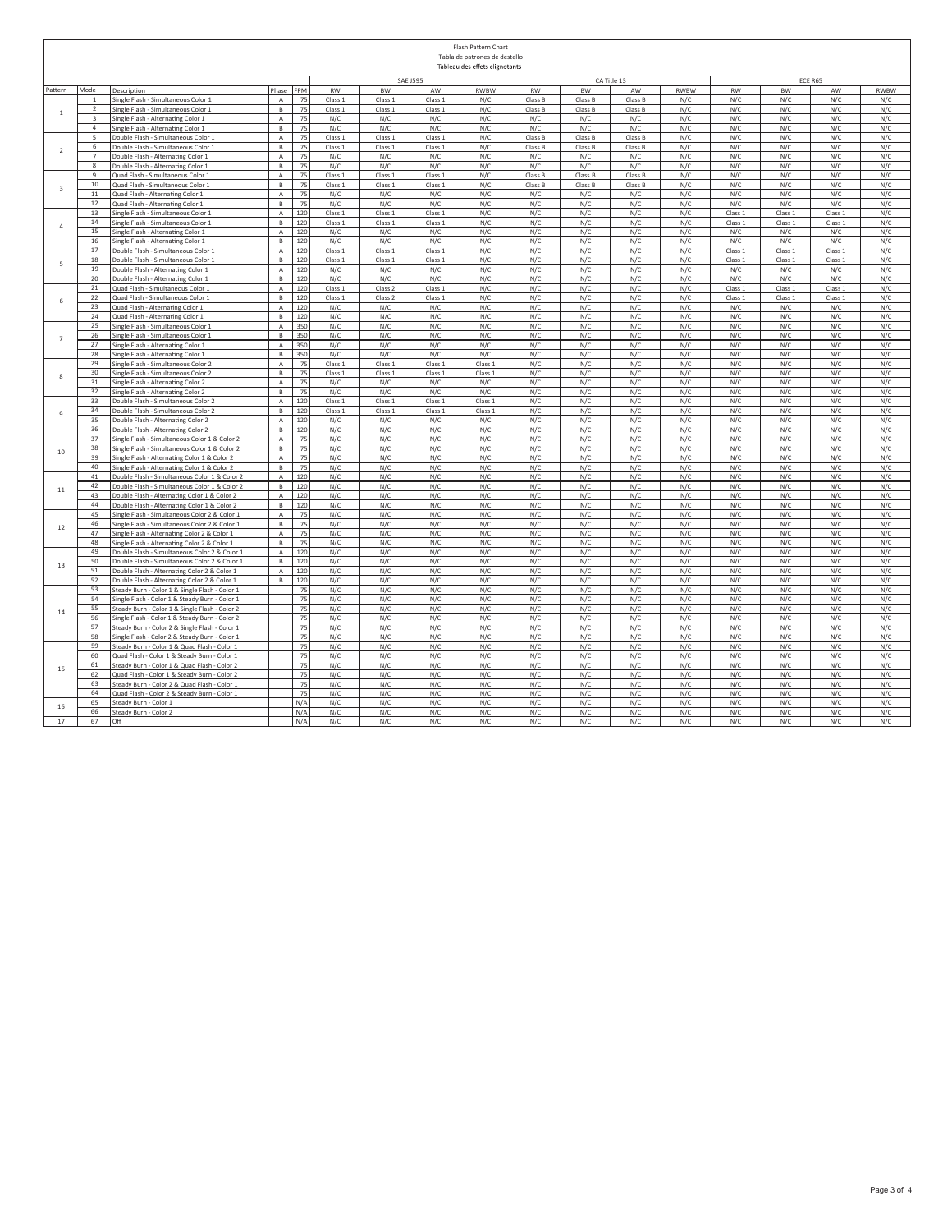# Flash Pattern Chart
## Tabla de patrones de destello
## Tableau des effets clignotants

| Pattern | Mode | Description | Phase | FPM | SAE J595 | | | | CA Title 13 | | | | ECE R65 | | | |
|---|---|---|---|---|---|---|---|---|---|---|---|---|---|---|---|---|
| | | | | | RW | BW | AW | RWBW | RW | BW | AW | RWBW | RW | BW | AW | RWBW |
| 1 | 1 | Single Flash - Simultaneous Color 1 | A | 75 | Class 1 | Class 1 | Class 1 | N/C | Class B | Class B | Class B | N/C | N/C | N/C | N/C | N/C |
| | 2 | Single Flash - Simultaneous Color 1 | B | 75 | Class 1 | Class 1 | Class 1 | N/C | Class B | Class B | Class B | N/C | N/C | N/C | N/C | N/C |
| | 3 | Single Flash - Alternating Color 1 | A | 75 | N/C | N/C | N/C | N/C | N/C | N/C | N/C | N/C | N/C | N/C | N/C | N/C |
| | 4 | Single Flash - Alternating Color 1 | B | 75 | N/C | N/C | N/C | N/C | N/C | N/C | N/C | N/C | N/C | N/C | N/C | N/C |
| 2 | 5 | Double Flash - Simultaneous Color 1 | A | 75 | Class 1 | Class 1 | Class 1 | N/C | Class B | Class B | Class B | N/C | N/C | N/C | N/C | N/C |
| | 6 | Double Flash - Simultaneous Color 1 | B | 75 | Class 1 | Class 1 | Class 1 | N/C | Class B | Class B | Class B | N/C | N/C | N/C | N/C | N/C |
| | 7 | Double Flash - Alternating Color 1 | A | 75 | N/C | N/C | N/C | N/C | N/C | N/C | N/C | N/C | N/C | N/C | N/C | N/C |
| | 8 | Double Flash - Alternating Color 1 | B | 75 | N/C | N/C | N/C | N/C | N/C | N/C | N/C | N/C | N/C | N/C | N/C | N/C |
| 3 | 9 | Quad Flash - Simultaneous Color 1 | A | 75 | Class 1 | Class 1 | Class 1 | N/C | Class B | Class B | Class B | N/C | N/C | N/C | N/C | N/C |
| | 10 | Quad Flash - Simultaneous Color 1 | B | 75 | Class 1 | Class 1 | Class 1 | N/C | Class B | Class B | Class B | N/C | N/C | N/C | N/C | N/C |
| | 11 | Quad Flash - Alternating Color 1 | A | 75 | N/C | N/C | N/C | N/C | N/C | N/C | N/C | N/C | N/C | N/C | N/C | N/C |
| | 12 | Quad Flash - Alternating Color 1 | B | 75 | N/C | N/C | N/C | N/C | N/C | N/C | N/C | N/C | N/C | N/C | N/C | N/C |
| 4 | 13 | Single Flash - Simultaneous Color 1 | A | 120 | Class 1 | Class 1 | Class 1 | N/C | N/C | N/C | N/C | N/C | Class 1 | Class 1 | Class 1 | N/C |
| | 14 | Single Flash - Simultaneous Color 1 | B | 120 | Class 1 | Class 1 | Class 1 | N/C | N/C | N/C | N/C | N/C | Class 1 | Class 1 | Class 1 | N/C |
| | 15 | Single Flash - Alternating Color 1 | A | 120 | N/C | N/C | N/C | N/C | N/C | N/C | N/C | N/C | N/C | N/C | N/C | N/C |
| | 16 | Single Flash - Alternating Color 1 | B | 120 | N/C | N/C | N/C | N/C | N/C | N/C | N/C | N/C | N/C | N/C | N/C | N/C |
| 5 | 17 | Double Flash - Simultaneous Color 1 | A | 120 | Class 1 | Class 1 | Class 1 | N/C | N/C | N/C | N/C | N/C | Class 1 | Class 1 | Class 1 | N/C |
| | 18 | Double Flash - Simultaneous Color 1 | B | 120 | Class 1 | Class 1 | Class 1 | N/C | N/C | N/C | N/C | N/C | Class 1 | Class 1 | Class 1 | N/C |
| | 19 | Double Flash - Alternating Color 1 | A | 120 | N/C | N/C | N/C | N/C | N/C | N/C | N/C | N/C | N/C | N/C | N/C | N/C |
| | 20 | Double Flash - Alternating Color 1 | B | 120 | N/C | N/C | N/C | N/C | N/C | N/C | N/C | N/C | N/C | N/C | N/C | N/C |
| 6 | 21 | Quad Flash - Simultaneous Color 1 | A | 120 | Class 1 | Class 2 | Class 1 | N/C | N/C | N/C | N/C | N/C | Class 1 | Class 1 | Class 1 | N/C |
| | 22 | Quad Flash - Simultaneous Color 1 | B | 120 | Class 1 | Class 2 | Class 1 | N/C | N/C | N/C | N/C | N/C | Class 1 | Class 1 | Class 1 | N/C |
| | 23 | Quad Flash - Alternating Color 1 | A | 120 | N/C | N/C | N/C | N/C | N/C | N/C | N/C | N/C | N/C | N/C | N/C | N/C |
| | 24 | Quad Flash - Alternating Color 1 | B | 120 | N/C | N/C | N/C | N/C | N/C | N/C | N/C | N/C | N/C | N/C | N/C | N/C |
| 7 | 25 | Single Flash - Simultaneous Color 1 | A | 350 | N/C | N/C | N/C | N/C | N/C | N/C | N/C | N/C | N/C | N/C | N/C | N/C |
| | 26 | Single Flash - Simultaneous Color 1 | B | 350 | N/C | N/C | N/C | N/C | N/C | N/C | N/C | N/C | N/C | N/C | N/C | N/C |
| | 27 | Single Flash - Alternating Color 1 | A | 350 | N/C | N/C | N/C | N/C | N/C | N/C | N/C | N/C | N/C | N/C | N/C | N/C |
| | 28 | Single Flash - Alternating Color 1 | B | 350 | N/C | N/C | N/C | N/C | N/C | N/C | N/C | N/C | N/C | N/C | N/C | N/C |
| 8 | 29 | Single Flash - Simultaneous Color 2 | A | 75 | Class 1 | Class 1 | Class 1 | Class 1 | N/C | N/C | N/C | N/C | N/C | N/C | N/C | N/C |
| | 30 | Single Flash - Simultaneous Color 2 | B | 75 | Class 1 | Class 1 | Class 1 | Class 1 | N/C | N/C | N/C | N/C | N/C | N/C | N/C | N/C |
| | 31 | Single Flash - Alternating Color 2 | A | 75 | N/C | N/C | N/C | N/C | N/C | N/C | N/C | N/C | N/C | N/C | N/C | N/C |
| | 32 | Single Flash - Alternating Color 2 | B | 75 | N/C | N/C | N/C | N/C | N/C | N/C | N/C | N/C | N/C | N/C | N/C | N/C |
| 9 | 33 | Double Flash - Simultaneous Color 2 | A | 120 | Class 1 | Class 1 | Class 1 | Class 1 | N/C | N/C | N/C | N/C | N/C | N/C | N/C | N/C |
| | 34 | Double Flash - Simultaneous Color 2 | B | 120 | Class 1 | Class 1 | Class 1 | Class 1 | N/C | N/C | N/C | N/C | N/C | N/C | N/C | N/C |
| | 35 | Double Flash - Alternating Color 2 | A | 120 | N/C | N/C | N/C | N/C | N/C | N/C | N/C | N/C | N/C | N/C | N/C | N/C |
| | 36 | Double Flash - Alternating Color 2 | B | 120 | N/C | N/C | N/C | N/C | N/C | N/C | N/C | N/C | N/C | N/C | N/C | N/C |
| 10 | 37 | Single Flash - Simultaneous Color 1 & Color 2 | A | 75 | N/C | N/C | N/C | N/C | N/C | N/C | N/C | N/C | N/C | N/C | N/C | N/C |
| | 38 | Single Flash - Simultaneous Color 1 & Color 2 | B | 75 | N/C | N/C | N/C | N/C | N/C | N/C | N/C | N/C | N/C | N/C | N/C | N/C |
| | 39 | Single Flash - Alternating Color 1 & Color 2 | A | 75 | N/C | N/C | N/C | N/C | N/C | N/C | N/C | N/C | N/C | N/C | N/C | N/C |
| | 40 | Single Flash - Alternating Color 1 & Color 2 | B | 75 | N/C | N/C | N/C | N/C | N/C | N/C | N/C | N/C | N/C | N/C | N/C | N/C |
| 11 | 41 | Double Flash - Simultaneous Color 1 & Color 2 | A | 120 | N/C | N/C | N/C | N/C | N/C | N/C | N/C | N/C | N/C | N/C | N/C | N/C |
| | 42 | Double Flash - Simultaneous Color 1 & Color 2 | B | 120 | N/C | N/C | N/C | N/C | N/C | N/C | N/C | N/C | N/C | N/C | N/C | N/C |
| | 43 | Double Flash - Alternating Color 1 & Color 2 | A | 120 | N/C | N/C | N/C | N/C | N/C | N/C | N/C | N/C | N/C | N/C | N/C | N/C |
| | 44 | Double Flash - Alternating Color 1 & Color 2 | B | 120 | N/C | N/C | N/C | N/C | N/C | N/C | N/C | N/C | N/C | N/C | N/C | N/C |
| 12 | 45 | Single Flash - Simultaneous Color 2 & Color 1 | A | 75 | N/C | N/C | N/C | N/C | N/C | N/C | N/C | N/C | N/C | N/C | N/C | N/C |
| | 46 | Single Flash - Simultaneous Color 2 & Color 1 | B | 75 | N/C | N/C | N/C | N/C | N/C | N/C | N/C | N/C | N/C | N/C | N/C | N/C |
| | 47 | Single Flash - Alternating Color 2 & Color 1 | A | 75 | N/C | N/C | N/C | N/C | N/C | N/C | N/C | N/C | N/C | N/C | N/C | N/C |
| | 48 | Single Flash - Alternating Color 2 & Color 1 | B | 75 | N/C | N/C | N/C | N/C | N/C | N/C | N/C | N/C | N/C | N/C | N/C | N/C |
| 13 | 49 | Double Flash - Simultaneous Color 2 & Color 1 | A | 120 | N/C | N/C | N/C | N/C | N/C | N/C | N/C | N/C | N/C | N/C | N/C | N/C |
| | 50 | Double Flash - Simultaneous Color 2 & Color 1 | B | 120 | N/C | N/C | N/C | N/C | N/C | N/C | N/C | N/C | N/C | N/C | N/C | N/C |
| | 51 | Double Flash - Alternating Color 2 & Color 1 | A | 120 | N/C | N/C | N/C | N/C | N/C | N/C | N/C | N/C | N/C | N/C | N/C | N/C |
| | 52 | Double Flash - Alternating Color 2 & Color 1 | B | 120 | N/C | N/C | N/C | N/C | N/C | N/C | N/C | N/C | N/C | N/C | N/C | N/C |
| 14 | 53 | Steady Burn - Color 1 & Single Flash - Color 1 | | 75 | N/C | N/C | N/C | N/C | N/C | N/C | N/C | N/C | N/C | N/C | N/C | N/C |
| | 54 | Single Flash - Color 1 & Steady Burn - Color 1 | | 75 | N/C | N/C | N/C | N/C | N/C | N/C | N/C | N/C | N/C | N/C | N/C | N/C |
| | 55 | Steady Burn - Color 1 & Single Flash - Color 2 | | 75 | N/C | N/C | N/C | N/C | N/C | N/C | N/C | N/C | N/C | N/C | N/C | N/C |
| | 56 | Single Flash - Color 1 & Steady Burn - Color 2 | | 75 | N/C | N/C | N/C | N/C | N/C | N/C | N/C | N/C | N/C | N/C | N/C | N/C |
| | 57 | Steady Burn - Color 2 & Single Flash - Color 1 | | 75 | N/C | N/C | N/C | N/C | N/C | N/C | N/C | N/C | N/C | N/C | N/C | N/C |
| | 58 | Single Flash - Color 2 & Steady Burn - Color 1 | | 75 | N/C | N/C | N/C | N/C | N/C | N/C | N/C | N/C | N/C | N/C | N/C | N/C |
| 15 | 59 | Steady Burn - Color 1 & Quad Flash - Color 1 | | 75 | N/C | N/C | N/C | N/C | N/C | N/C | N/C | N/C | N/C | N/C | N/C | N/C |
| | 60 | Quad Flash - Color 1 & Steady Burn - Color 1 | | 75 | N/C | N/C | N/C | N/C | N/C | N/C | N/C | N/C | N/C | N/C | N/C | N/C |
| | 61 | Steady Burn - Color 1 & Quad Flash - Color 2 | | 75 | N/C | N/C | N/C | N/C | N/C | N/C | N/C | N/C | N/C | N/C | N/C | N/C |
| | 62 | Quad Flash - Color 1 & Steady Burn - Color 2 | | 75 | N/C | N/C | N/C | N/C | N/C | N/C | N/C | N/C | N/C | N/C | N/C | N/C |
| | 63 | Steady Burn - Color 2 & Quad Flash - Color 1 | | 75 | N/C | N/C | N/C | N/C | N/C | N/C | N/C | N/C | N/C | N/C | N/C | N/C |
| | 64 | Quad Flash - Color 2 & Steady Burn - Color 1 | | 75 | N/C | N/C | N/C | N/C | N/C | N/C | N/C | N/C | N/C | N/C | N/C | N/C |
| 16 | 65 | Steady Burn - Color 1 | | N/A | N/C | N/C | N/C | N/C | N/C | N/C | N/C | N/C | N/C | N/C | N/C | N/C |
| | 66 | Steady Burn - Color 2 | | N/A | N/C | N/C | N/C | N/C | N/C | N/C | N/C | N/C | N/C | N/C | N/C | N/C |
| 17 | 67 | Off | | N/A | N/C | N/C | N/C | N/C | N/C | N/C | N/C | N/C | N/C | N/C | N/C | N/C |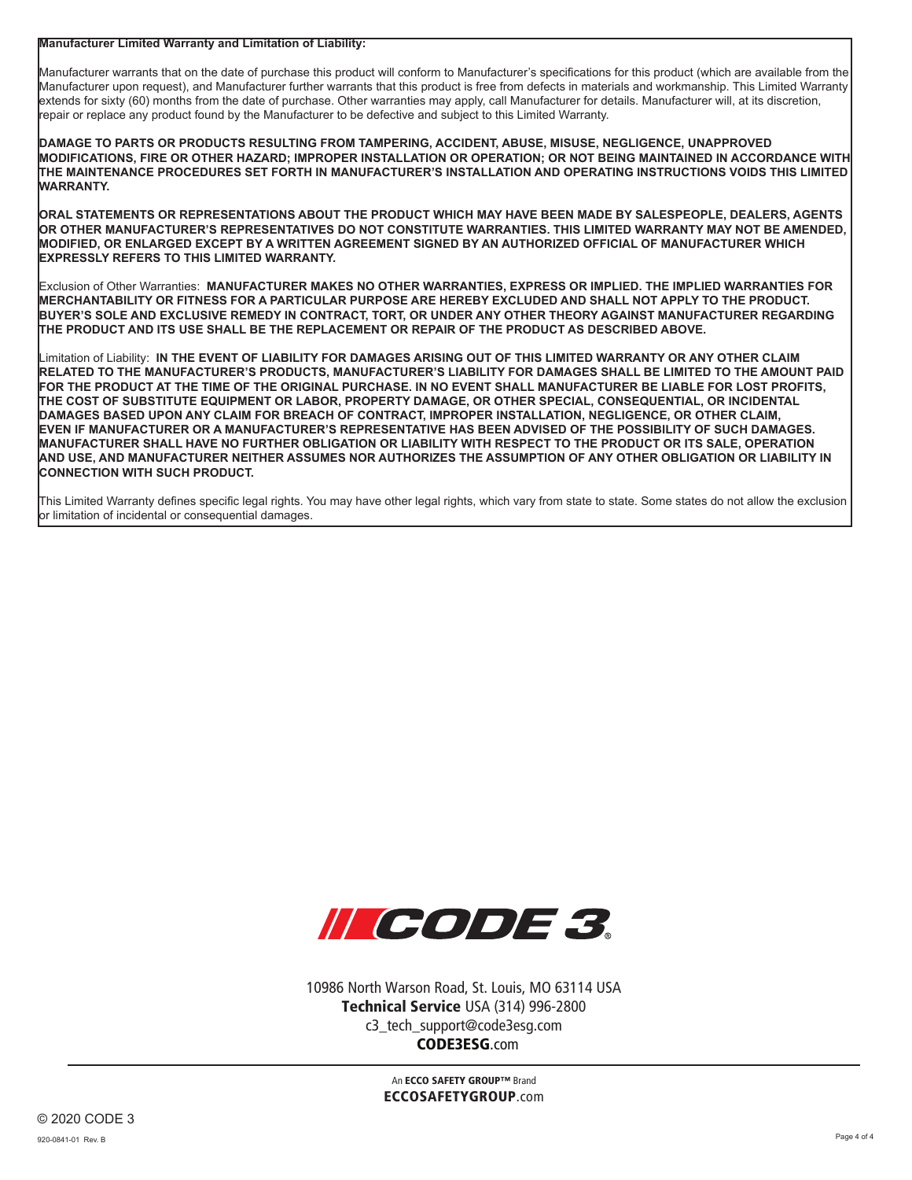**Manufacturer Limited Warranty and Limitation of Liability:**

Manufacturer warrants that on the date of purchase this product will conform to Manufacturer's specifications for this product (which are available from the Manufacturer upon request), and Manufacturer further warrants that this product is free from defects in materials and workmanship. This Limited Warranty extends for sixty (60) months from the date of purchase. Other warranties may apply, call Manufacturer for details. Manufacturer will, at its discretion, repair or replace any product found by the Manufacturer to be defective and subject to this Limited Warranty.

**DAMAGE TO PARTS OR PRODUCTS RESULTING FROM TAMPERING, ACCIDENT, ABUSE, MISUSE, NEGLIGENCE, UNAPPROVED MODIFICATIONS, FIRE OR OTHER HAZARD; IMPROPER INSTALLATION OR OPERATION; OR NOT BEING MAINTAINED IN ACCORDANCE WITH THE MAINTENANCE PROCEDURES SET FORTH IN MANUFACTURER'S INSTALLATION AND OPERATING INSTRUCTIONS VOIDS THIS LIMITED WARRANTY.**

**ORAL STATEMENTS OR REPRESENTATIONS ABOUT THE PRODUCT WHICH MAY HAVE BEEN MADE BY SALESPEOPLE, DEALERS, AGENTS OR OTHER MANUFACTURER'S REPRESENTATIVES DO NOT CONSTITUTE WARRANTIES. THIS LIMITED WARRANTY MAY NOT BE AMENDED, MODIFIED, OR ENLARGED EXCEPT BY A WRITTEN AGREEMENT SIGNED BY AN AUTHORIZED OFFICIAL OF MANUFACTURER WHICH EXPRESSLY REFERS TO THIS LIMITED WARRANTY.**

Exclusion of Other Warranties: **MANUFACTURER MAKES NO OTHER WARRANTIES, EXPRESS OR IMPLIED. THE IMPLIED WARRANTIES FOR MERCHANTABILITY OR FITNESS FOR A PARTICULAR PURPOSE ARE HEREBY EXCLUDED AND SHALL NOT APPLY TO THE PRODUCT. BUYER'S SOLE AND EXCLUSIVE REMEDY IN CONTRACT, TORT, OR UNDER ANY OTHER THEORY AGAINST MANUFACTURER REGARDING THE PRODUCT AND ITS USE SHALL BE THE REPLACEMENT OR REPAIR OF THE PRODUCT AS DESCRIBED ABOVE.**

Limitation of Liability: **IN THE EVENT OF LIABILITY FOR DAMAGES ARISING OUT OF THIS LIMITED WARRANTY OR ANY OTHER CLAIM RELATED TO THE MANUFACTURER'S PRODUCTS, MANUFACTURER'S LIABILITY FOR DAMAGES SHALL BE LIMITED TO THE AMOUNT PAID FOR THE PRODUCT AT THE TIME OF THE ORIGINAL PURCHASE. IN NO EVENT SHALL MANUFACTURER BE LIABLE FOR LOST PROFITS, THE COST OF SUBSTITUTE EQUIPMENT OR LABOR, PROPERTY DAMAGE, OR OTHER SPECIAL, CONSEQUENTIAL, OR INCIDENTAL DAMAGES BASED UPON ANY CLAIM FOR BREACH OF CONTRACT, IMPROPER INSTALLATION, NEGLIGENCE, OR OTHER CLAIM, EVEN IF MANUFACTURER OR A MANUFACTURER'S REPRESENTATIVE HAS BEEN ADVISED OF THE POSSIBILITY OF SUCH DAMAGES. MANUFACTURER SHALL HAVE NO FURTHER OBLIGATION OR LIABILITY WITH RESPECT TO THE PRODUCT OR ITS SALE, OPERATION AND USE, AND MANUFACTURER NEITHER ASSUMES NOR AUTHORIZES THE ASSUMPTION OF ANY OTHER OBLIGATION OR LIABILITY IN CONNECTION WITH SUCH PRODUCT.**

This Limited Warranty defines specific legal rights. You may have other legal rights, which vary from state to state. Some states do not allow the exclusion or limitation of incidental or consequential damages.

CODE 3®

10986 North Warson Road, St. Louis, MO 63114 USA
**Technical Service** USA (314) 996-2800
c3_tech_support@code3esg.com
**CODE3ESG**.com

An **ECCO SAFETY GROUP™** Brand
**ECCOSAFETYGROUP**.com

© 2020 CODE 3

920-0841-01 Rev. B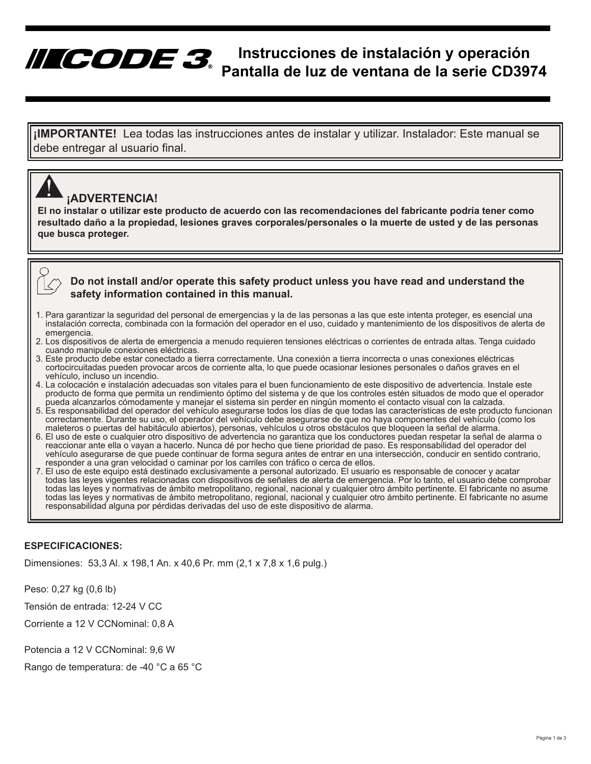# Instrucciones de instalación y operación Pantalla de luz de ventana de la serie CD3974

**¡IMPORTANTE!** Lea todas las instrucciones antes de instalar y utilizar. Instalador: Este manual se debe entregar al usuario final.

**¡ADVERTENCIA!**

**El no instalar o utilizar este producto de acuerdo con las recomendaciones del fabricante podría tener como resultado daño a la propiedad, lesiones graves corporales/personales o la muerte de usted y de las personas que busca proteger.**

**Do not install and/or operate this safety product unless you have read and understand the safety information contained in this manual.**

1. Para garantizar la seguridad del personal de emergencias y la de las personas a las que este intenta proteger, es esencial una instalación correcta, combinada con la formación del operador en el uso, cuidado y mantenimiento de los dispositivos de alerta de emergencia.
2. Los dispositivos de alerta de emergencia a menudo requieren tensiones eléctricas o corrientes de entrada altas. Tenga cuidado cuando manipule conexiones eléctricas.
3. Este producto debe estar conectado a tierra correctamente. Una conexión a tierra incorrecta o unas conexiones eléctricas cortocircuitadas pueden provocar arcos de corriente alta, lo que puede ocasionar lesiones personales o daños graves en el vehículo, incluso un incendio.
4. La colocación e instalación adecuadas son vitales para el buen funcionamiento de este dispositivo de advertencia. Instale este producto de forma que permita un rendimiento óptimo del sistema y de que los controles estén situados de modo que el operador pueda alcanzarlos cómodamente y manejar el sistema sin perder en ningún momento el contacto visual con la calzada.
5. Es responsabilidad del operador del vehículo asegurarse todos los días de que todas las características de este producto funcionan correctamente. Durante su uso, el operador del vehículo debe asegurarse de que no haya componentes del vehículo (como los maleteros o puertas del habitáculo abiertos), personas, vehículos u otros obstáculos que bloqueen la señal de alarma.
6. El uso de este o cualquier otro dispositivo de advertencia no garantiza que los conductores puedan respetar la señal de alarma o reaccionar ante ella o vayan a hacerlo. Nunca dé por hecho que tiene prioridad de paso. Es responsabilidad del operador del vehículo asegurarse de que puede continuar de forma segura antes de entrar en una intersección, conducir en sentido contrario, responder a una gran velocidad o caminar por los carriles con tráfico o cerca de ellos.
7. El uso de este equipo está destinado exclusivamente a personal autorizado. El usuario es responsable de conocer y acatar todas las leyes vigentes relacionadas con dispositivos de señales de alerta de emergencia. Por lo tanto, el usuario debe comprobar todas las leyes y normativas de ámbito metropolitano, regional, nacional y cualquier otro ámbito pertinente. El fabricante no asume todas las leyes y normativas de ámbito metropolitano, regional, nacional y cualquier otro ámbito pertinente. El fabricante no asume responsabilidad alguna por pérdidas derivadas del uso de este dispositivo de alarma.

**ESPECIFICACIONES:**

Dimensiones: 53,3 Al. x 198,1 An. x 40,6 Pr. mm (2,1 x 7,8 x 1,6 pulg.)

Peso: 0,27 kg (0,6 lb)

Tensión de entrada: 12-24 V CC

Corriente a 12 V CCNominal: 0,8 A

Potencia a 12 V CCNominal: 9,6 W

Rango de temperatura: de -40 °C a 65 °C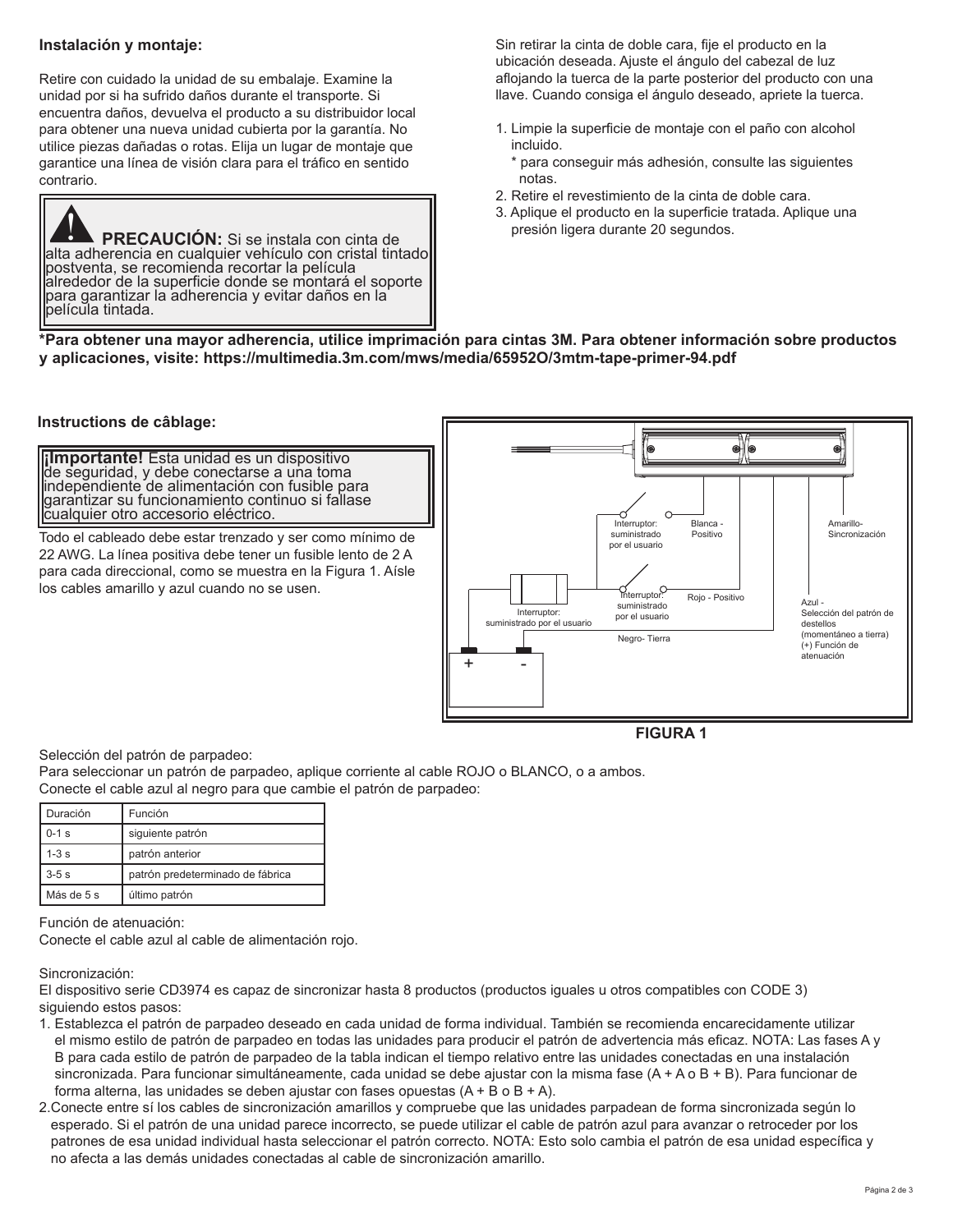## Instalación y montaje:

Retire con cuidado la unidad de su embalaje. Examine la unidad por si ha sufrido daños durante el transporte. Si encuentra daños, devuelva el producto a su distribuidor local para obtener una nueva unidad cubierta por la garantía. No utilice piezas dañadas o rotas. Elija un lugar de montaje que garantice una línea de visión clara para el tráfico en sentido contrario.

> **PRECAUCIÓN:** Si se instala con cinta de alta adherencia en cualquier vehículo con cristal tintado postventa, se recomienda recortar la película alrededor de la superficie donde se montará el soporte para garantizar la adherencia y evitar daños en la película tintada.

Sin retirar la cinta de doble cara, fije el producto en la ubicación deseada. Ajuste el ángulo del cabezal de luz aflojando la tuerca de la parte posterior del producto con una llave. Cuando consiga el ángulo deseado, apriete la tuerca.

1. Limpie la superficie de montaje con el paño con alcohol incluido.
   * para conseguir más adhesión, consulte las siguientes notas.
2. Retire el revestimiento de la cinta de doble cara.
3. Aplique el producto en la superficie tratada. Aplique una presión ligera durante 20 segundos.

**\*Para obtener una mayor adherencia, utilice imprimación para cintas 3M. Para obtener información sobre productos y aplicaciones, visite: https://multimedia.3m.com/mws/media/65952O/3mtm-tape-primer-94.pdf**

## Instructions de câblage:

> **¡Importante!** Esta unidad es un dispositivo de seguridad, y debe conectarse a una toma independiente de alimentación con fusible para garantizar su funcionamiento continuo si fallase cualquier otro accesorio eléctrico.

Todo el cableado debe estar trenzado y ser como mínimo de 22 AWG. La línea positiva debe tener un fusible lento de 2 A para cada direccional, como se muestra en la Figura 1. Aísle los cables amarillo y azul cuando no se usen.

Interruptor: suministrado por el usuario
Blanca - Positivo
Amarillo- Sincronización
Interruptor: suministrado por el usuario
Rojo - Positivo
Interruptor: suministrado por el usuario
Azul - Selección del patrón de destellos (momentáneo a tierra) (+) Función de atenuación
Negro- Tierra
+ -

**FIGURA 1**

Selección del patrón de parpadeo:
Para seleccionar un patrón de parpadeo, aplique corriente al cable ROJO o BLANCO, o a ambos.
Conecte el cable azul al negro para que cambie el patrón de parpadeo:

| Duración | Función |
|---|---|
| 0-1 s | siguiente patrón |
| 1-3 s | patrón anterior |
| 3-5 s | patrón predeterminado de fábrica |
| Más de 5 s | último patrón |

Función de atenuación:
Conecte el cable azul al cable de alimentación rojo.

Sincronización:
El dispositivo serie CD3974 es capaz de sincronizar hasta 8 productos (productos iguales u otros compatibles con CODE 3) siguiendo estos pasos:

1. Establezca el patrón de parpadeo deseado en cada unidad de forma individual. También se recomienda encarecidamente utilizar el mismo estilo de patrón de parpadeo en todas las unidades para producir el patrón de advertencia más eficaz. NOTA: Las fases A y B para cada estilo de patrón de parpadeo de la tabla indican el tiempo relativo entre las unidades conectadas en una instalación sincronizada. Para funcionar simultáneamente, cada unidad se debe ajustar con la misma fase (A + A o B + B). Para funcionar de forma alterna, las unidades se deben ajustar con fases opuestas (A + B o B + A).
2. Conecte entre sí los cables de sincronización amarillos y compruebe que las unidades parpadean de forma sincronizada según lo esperado. Si el patrón de una unidad parece incorrecto, se puede utilizar el cable de patrón azul para avanzar o retroceder por los patrones de esa unidad individual hasta seleccionar el patrón correcto. NOTA: Esto solo cambia el patrón de esa unidad específica y no afecta a las demás unidades conectadas al cable de sincronización amarillo.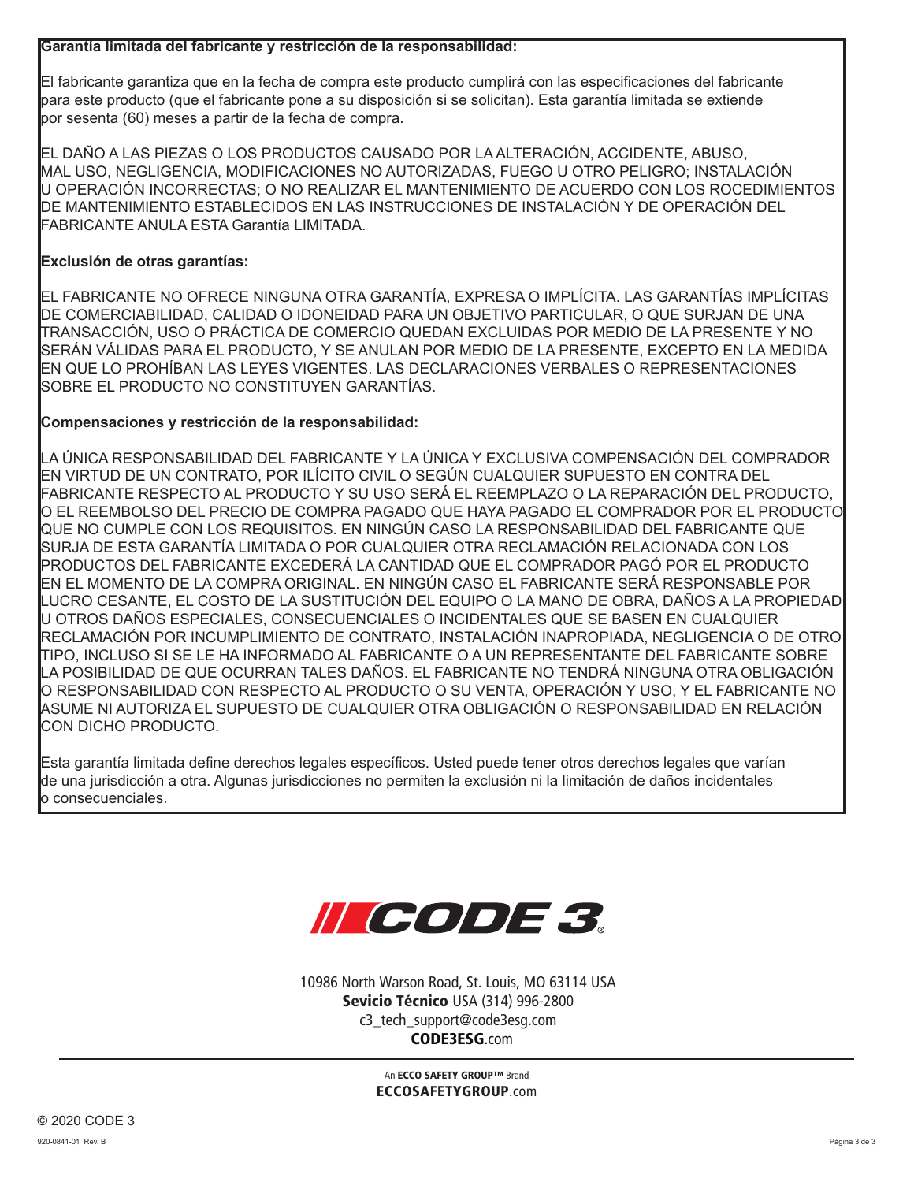**Garantía limitada del fabricante y restricción de la responsabilidad:**

El fabricante garantiza que en la fecha de compra este producto cumplirá con las especificaciones del fabricante para este producto (que el fabricante pone a su disposición si se solicitan). Esta garantía limitada se extiende por sesenta (60) meses a partir de la fecha de compra.

EL DAÑO A LAS PIEZAS O LOS PRODUCTOS CAUSADO POR LA ALTERACIÓN, ACCIDENTE, ABUSO, MAL USO, NEGLIGENCIA, MODIFICACIONES NO AUTORIZADAS, FUEGO U OTRO PELIGRO; INSTALACIÓN U OPERACIÓN INCORRECTAS; O NO REALIZAR EL MANTENIMIENTO DE ACUERDO CON LOS ROCEDIMIENTOS DE MANTENIMIENTO ESTABLECIDOS EN LAS INSTRUCCIONES DE INSTALACIÓN Y DE OPERACIÓN DEL FABRICANTE ANULA ESTA Garantía LIMITADA.

**Exclusión de otras garantías:**

EL FABRICANTE NO OFRECE NINGUNA OTRA GARANTÍA, EXPRESA O IMPLÍCITA. LAS GARANTÍAS IMPLÍCITAS DE COMERCIABILIDAD, CALIDAD O IDONEIDAD PARA UN OBJETIVO PARTICULAR, O QUE SURJAN DE UNA TRANSACCIÓN, USO O PRÁCTICA DE COMERCIO QUEDAN EXCLUIDAS POR MEDIO DE LA PRESENTE Y NO SERÁN VÁLIDAS PARA EL PRODUCTO, Y SE ANULAN POR MEDIO DE LA PRESENTE, EXCEPTO EN LA MEDIDA EN QUE LO PROHÍBAN LAS LEYES VIGENTES. LAS DECLARACIONES VERBALES O REPRESENTACIONES SOBRE EL PRODUCTO NO CONSTITUYEN GARANTÍAS.

**Compensaciones y restricción de la responsabilidad:**

LA ÚNICA RESPONSABILIDAD DEL FABRICANTE Y LA ÚNICA Y EXCLUSIVA COMPENSACIÓN DEL COMPRADOR EN VIRTUD DE UN CONTRATO, POR ILÍCITO CIVIL O SEGÚN CUALQUIER SUPUESTO EN CONTRA DEL FABRICANTE RESPECTO AL PRODUCTO Y SU USO SERÁ EL REEMPLAZO O LA REPARACIÓN DEL PRODUCTO, O EL REEMBOLSO DEL PRECIO DE COMPRA PAGADO QUE HAYA PAGADO EL COMPRADOR POR EL PRODUCTO QUE NO CUMPLE CON LOS REQUISITOS. EN NINGÚN CASO LA RESPONSABILIDAD DEL FABRICANTE QUE SURJA DE ESTA GARANTÍA LIMITADA O POR CUALQUIER OTRA RECLAMACIÓN RELACIONADA CON LOS PRODUCTOS DEL FABRICANTE EXCEDERÁ LA CANTIDAD QUE EL COMPRADOR PAGÓ POR EL PRODUCTO EN EL MOMENTO DE LA COMPRA ORIGINAL. EN NINGÚN CASO EL FABRICANTE SERÁ RESPONSABLE POR LUCRO CESANTE, EL COSTO DE LA SUSTITUCIÓN DEL EQUIPO O LA MANO DE OBRA, DAÑOS A LA PROPIEDAD U OTROS DAÑOS ESPECIALES, CONSECUENCIALES O INCIDENTALES QUE SE BASEN EN CUALQUIER RECLAMACIÓN POR INCUMPLIMIENTO DE CONTRATO, INSTALACIÓN INAPROPIADA, NEGLIGENCIA O DE OTRO TIPO, INCLUSO SI SE LE HA INFORMADO AL FABRICANTE O A UN REPRESENTANTE DEL FABRICANTE SOBRE LA POSIBILIDAD DE QUE OCURRAN TALES DAÑOS. EL FABRICANTE NO TENDRÁ NINGUNA OTRA OBLIGACIÓN O RESPONSABILIDAD CON RESPECTO AL PRODUCTO O SU VENTA, OPERACIÓN Y USO, Y EL FABRICANTE NO ASUME NI AUTORIZA EL SUPUESTO DE CUALQUIER OTRA OBLIGACIÓN O RESPONSABILIDAD EN RELACIÓN CON DICHO PRODUCTO.

Esta garantía limitada define derechos legales específicos. Usted puede tener otros derechos legales que varían de una jurisdicción a otra. Algunas jurisdicciones no permiten la exclusión ni la limitación de daños incidentales o consecuenciales.

CODE 3®

10986 North Warson Road, St. Louis, MO 63114 USA
**Sevicio Técnico** USA (314) 996-2800
c3_tech_support@code3esg.com
**CODE3ESG**.com

An **ECCO SAFETY GROUP™** Brand
**ECCOSAFETYGROUP**.com

© 2020 CODE 3

920-0841-01 Rev. B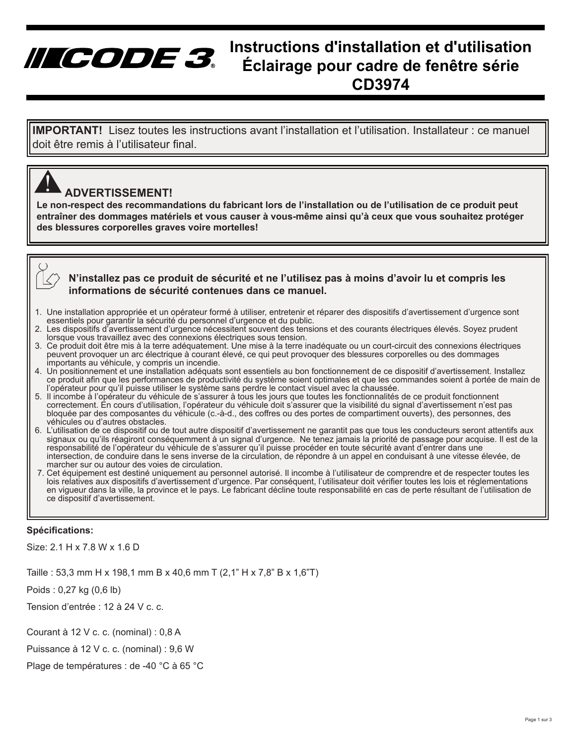# CODE 3®

# Instructions d'installation et d'utilisation Éclairage pour cadre de fenêtre série CD3974

**IMPORTANT!** Lisez toutes les instructions avant l'installation et l'utilisation. Installateur : ce manuel doit être remis à l'utilisateur final.

**ADVERTISSEMENT!**

**Le non-respect des recommandations du fabricant lors de l'installation ou de l'utilisation de ce produit peut entraîner des dommages matériels et vous causer à vous-même ainsi qu'à ceux que vous souhaitez protéger des blessures corporelles graves voire mortelles!**

**N'installez pas ce produit de sécurité et ne l'utilisez pas à moins d'avoir lu et compris les informations de sécurité contenues dans ce manuel.**

1. Une installation appropriée et un opérateur formé à utiliser, entretenir et réparer des dispositifs d'avertissement d'urgence sont essentiels pour garantir la sécurité du personnel d'urgence et du public.
2. Les dispositifs d'avertissement d'urgence nécessitent souvent des tensions et des courants électriques élevés. Soyez prudent lorsque vous travaillez avec des connexions électriques sous tension.
3. Ce produit doit être mis à la terre adéquatement. Une mise à la terre inadéquate ou un court-circuit des connexions électriques peuvent provoquer un arc électrique à courant élevé, ce qui peut provoquer des blessures corporelles ou des dommages importants au véhicule, y compris un incendie.
4. Un positionnement et une installation adéquats sont essentiels au bon fonctionnement de ce dispositif d'avertissement. Installez ce produit afin que les performances de productivité du système soient optimales et que les commandes soient à portée de main de l'opérateur pour qu'il puisse utiliser le système sans perdre le contact visuel avec la chaussée.
5. Il incombe à l'opérateur du véhicule de s'assurer à tous les jours que toutes les fonctionnalités de ce produit fonctionnent correctement. En cours d'utilisation, l'opérateur du véhicule doit s'assurer que la visibilité du signal d'avertissement n'est pas bloquée par des composantes du véhicule (c.-à-d., des coffres ou des portes de compartiment ouverts), des personnes, des véhicules ou d'autres obstacles.
6. L'utilisation de ce dispositif ou de tout autre dispositif d'avertissement ne garantit pas que tous les conducteurs seront attentifs aux signaux ou qu'ils réagiront conséquemment à un signal d'urgence. Ne tenez jamais la priorité de passage pour acquise. Il est de la responsabilité de l'opérateur du véhicule de s'assurer qu'il puisse procéder en toute sécurité avant d'entrer dans une intersection, de conduire dans le sens inverse de la circulation, de répondre à un appel en conduisant à une vitesse élevée, de marcher sur ou autour des voies de circulation.
7. Cet équipement est destiné uniquement au personnel autorisé. Il incombe à l'utilisateur de comprendre et de respecter toutes les lois relatives aux dispositifs d'avertissement d'urgence. Par conséquent, l'utilisateur doit vérifier toutes les lois et réglementations en vigueur dans la ville, la province et le pays. Le fabricant décline toute responsabilité en cas de perte résultant de l'utilisation de ce dispositif d'avertissement.

**Spécifications:**

Size: 2.1 H x 7.8 W x 1.6 D

Taille : 53,3 mm H x 198,1 mm B x 40,6 mm T (2,1" H x 7,8" B x 1,6"T)

Poids : 0,27 kg (0,6 lb)

Tension d'entrée : 12 à 24 V c. c.

Courant à 12 V c. c. (nominal) : 0,8 A

Puissance à 12 V c. c. (nominal) : 9,6 W

Plage de températures : de -40 °C à 65 °C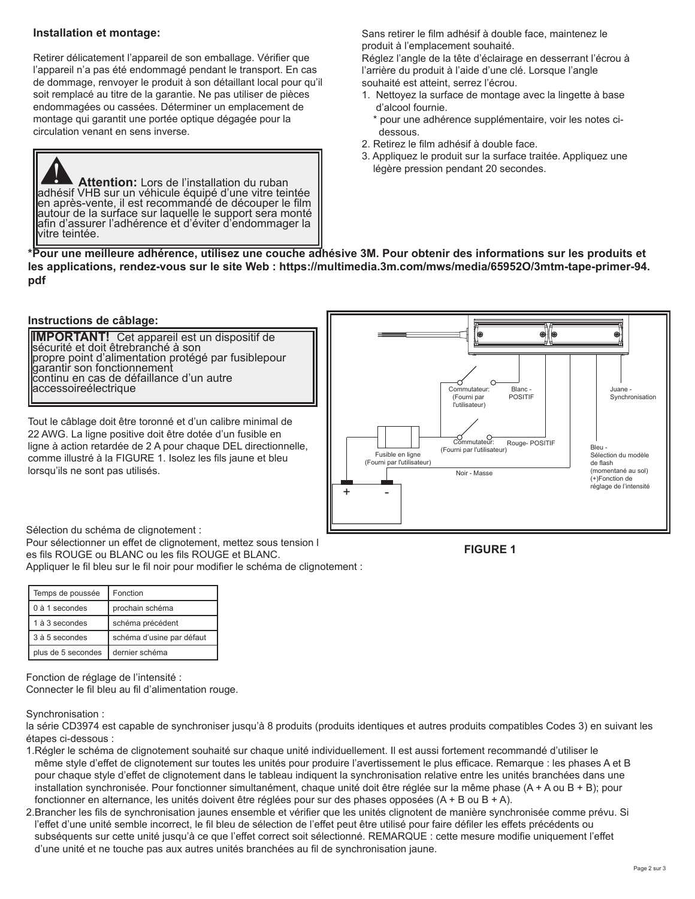## Installation et montage:

Retirer délicatement l'appareil de son emballage. Vérifier que l'appareil n'a pas été endommagé pendant le transport. En cas de dommage, renvoyer le produit à son détaillant local pour qu'il soit remplacé au titre de la garantie. Ne pas utiliser de pièces endommagées ou cassées. Déterminer un emplacement de montage qui garantit une portée optique dégagée pour la circulation venant en sens inverse.

> **Attention:** Lors de l'installation du ruban adhésif VHB sur un véhicule équipé d'une vitre teintée en après-vente, il est recommandé de découper le film autour de la surface sur laquelle le support sera monté afin d'assurer l'adhérence et d'éviter d'endommager la vitre teintée.

Sans retirer le film adhésif à double face, maintenez le produit à l'emplacement souhaité.
Réglez l'angle de la tête d'éclairage en desserrant l'écrou à l'arrière du produit à l'aide d'une clé. Lorsque l'angle souhaité est atteint, serrez l'écrou.

1. Nettoyez la surface de montage avec la lingette à base d'alcool fournie.
   * pour une adhérence supplémentaire, voir les notes ci-dessous.
2. Retirez le film adhésif à double face.
3. Appliquez le produit sur la surface traitée. Appliquez une légère pression pendant 20 secondes.

**\*Pour une meilleure adhérence, utilisez une couche adhésive 3M. Pour obtenir des informations sur les produits et les applications, rendez-vous sur le site Web : https://multimedia.3m.com/mws/media/65952O/3mtm-tape-primer-94.pdf**

## Instructions de câblage:

> **IMPORTANT!** Cet appareil est un dispositif de sécurité et doit êtrebranché à son propre point d'alimentation protégé par fusiblepour garantir son fonctionnement continu en cas de défaillance d'un autre accessoireélectrique

Tout le câblage doit être toronné et d'un calibre minimal de 22 AWG. La ligne positive doit être dotée d'un fusible en ligne à action retardée de 2 A pour chaque DEL directionnelle, comme illustré à la FIGURE 1. Isolez les fils jaune et bleu lorsqu'ils ne sont pas utilisés.

Commutateur: (Fourni par l'utilisateur) — Blanc - POSITIF — Juane - Synchronisation — Commutateur: (Fourni par l'utilisateur) — Rouge- POSITIF — Fusible en ligne (Fourni par l'utilisateur) — Noir - Masse — Bleu - Sélection du modèle de flash (momentané au sol) (+)Fonction de réglage de l'intensité — + — -

**FIGURE 1**

Sélection du schéma de clignotement :
Pour sélectionner un effet de clignotement, mettez sous tension les fils ROUGE ou BLANC ou les fils ROUGE et BLANC.
Appliquer le fil bleu sur le fil noir pour modifier le schéma de clignotement :

| Temps de poussée | Fonction |
|---|---|
| 0 à 1 secondes | prochain schéma |
| 1 à 3 secondes | schéma précédent |
| 3 à 5 secondes | schéma d'usine par défaut |
| plus de 5 secondes | dernier schéma |

Fonction de réglage de l'intensité :
Connecter le fil bleu au fil d'alimentation rouge.

Synchronisation :
la série CD3974 est capable de synchroniser jusqu'à 8 produits (produits identiques et autres produits compatibles Codes 3) en suivant les étapes ci-dessous :

1. Régler le schéma de clignotement souhaité sur chaque unité individuellement. Il est aussi fortement recommandé d'utiliser le même style d'effet de clignotement sur toutes les unités pour produire l'avertissement le plus efficace. Remarque : les phases A et B pour chaque style d'effet de clignotement dans le tableau indiquent la synchronisation relative entre les unités branchées dans une installation synchronisée. Pour fonctionner simultanément, chaque unité doit être réglée sur la même phase (A + A ou B + B); pour fonctionner en alternance, les unités doivent être réglées pour sur des phases opposées (A + B ou B + A).
2. Brancher les fils de synchronisation jaunes ensemble et vérifier que les unités clignotent de manière synchronisée comme prévu. Si l'effet d'une unité semble incorrect, le fil bleu de sélection de l'effet peut être utilisé pour faire défiler les effets précédents ou subséquents sur cette unité jusqu'à ce que l'effet correct soit sélectionné. REMARQUE : cette mesure modifie uniquement l'effet d'une unité et ne touche pas aux autres unités branchées au fil de synchronisation jaune.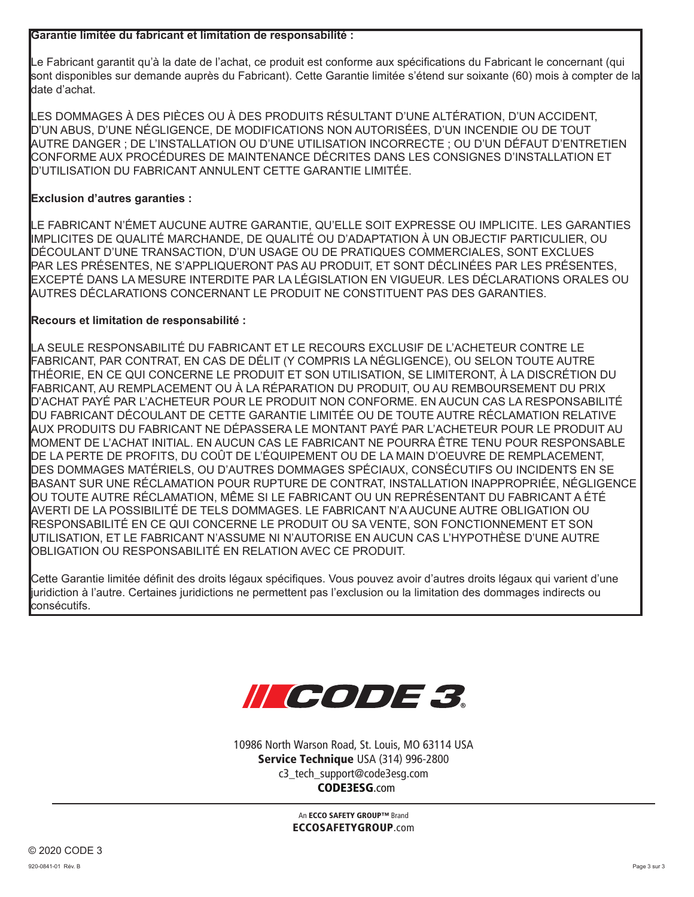**Garantie limitée du fabricant et limitation de responsabilité :**

Le Fabricant garantit qu'à la date de l'achat, ce produit est conforme aux spécifications du Fabricant le concernant (qui sont disponibles sur demande auprès du Fabricant). Cette Garantie limitée s'étend sur soixante (60) mois à compter de la date d'achat.

LES DOMMAGES À DES PIÈCES OU À DES PRODUITS RÉSULTANT D'UNE ALTÉRATION, D'UN ACCIDENT, D'UN ABUS, D'UNE NÉGLIGENCE, DE MODIFICATIONS NON AUTORISÉES, D'UN INCENDIE OU DE TOUT AUTRE DANGER ; DE L'INSTALLATION OU D'UNE UTILISATION INCORRECTE ; OU D'UN DÉFAUT D'ENTRETIEN CONFORME AUX PROCÉDURES DE MAINTENANCE DÉCRITES DANS LES CONSIGNES D'INSTALLATION ET D'UTILISATION DU FABRICANT ANNULENT CETTE GARANTIE LIMITÉE.

**Exclusion d'autres garanties :**

LE FABRICANT N'ÉMET AUCUNE AUTRE GARANTIE, QU'ELLE SOIT EXPRESSE OU IMPLICITE. LES GARANTIES IMPLICITES DE QUALITÉ MARCHANDE, DE QUALITÉ OU D'ADAPTATION À UN OBJECTIF PARTICULIER, OU DÉCOULANT D'UNE TRANSACTION, D'UN USAGE OU DE PRATIQUES COMMERCIALES, SONT EXCLUES PAR LES PRÉSENTES, NE S'APPLIQUERONT PAS AU PRODUIT, ET SONT DÉCLINÉES PAR LES PRÉSENTES, EXCEPTÉ DANS LA MESURE INTERDITE PAR LA LÉGISLATION EN VIGUEUR. LES DÉCLARATIONS ORALES OU AUTRES DÉCLARATIONS CONCERNANT LE PRODUIT NE CONSTITUENT PAS DES GARANTIES.

**Recours et limitation de responsabilité :**

LA SEULE RESPONSABILITÉ DU FABRICANT ET LE RECOURS EXCLUSIF DE L'ACHETEUR CONTRE LE FABRICANT, PAR CONTRAT, EN CAS DE DÉLIT (Y COMPRIS LA NÉGLIGENCE), OU SELON TOUTE AUTRE THÉORIE, EN CE QUI CONCERNE LE PRODUIT ET SON UTILISATION, SE LIMITERONT, À LA DISCRÉTION DU FABRICANT, AU REMPLACEMENT OU À LA RÉPARATION DU PRODUIT, OU AU REMBOURSEMENT DU PRIX D'ACHAT PAYÉ PAR L'ACHETEUR POUR LE PRODUIT NON CONFORME. EN AUCUN CAS LA RESPONSABILITÉ DU FABRICANT DÉCOULANT DE CETTE GARANTIE LIMITÉE OU DE TOUTE AUTRE RÉCLAMATION RELATIVE AUX PRODUITS DU FABRICANT NE DÉPASSERA LE MONTANT PAYÉ PAR L'ACHETEUR POUR LE PRODUIT AU MOMENT DE L'ACHAT INITIAL. EN AUCUN CAS LE FABRICANT NE POURRA ÊTRE TENU POUR RESPONSABLE DE LA PERTE DE PROFITS, DU COÛT DE L'ÉQUIPEMENT OU DE LA MAIN D'OEUVRE DE REMPLACEMENT, DES DOMMAGES MATÉRIELS, OU D'AUTRES DOMMAGES SPÉCIAUX, CONSÉCUTIFS OU INCIDENTS EN SE BASANT SUR UNE RÉCLAMATION POUR RUPTURE DE CONTRAT, INSTALLATION INAPPROPRIÉE, NÉGLIGENCE OU TOUTE AUTRE RÉCLAMATION, MÊME SI LE FABRICANT OU UN REPRÉSENTANT DU FABRICANT A ÉTÉ AVERTI DE LA POSSIBILITÉ DE TELS DOMMAGES. LE FABRICANT N'A AUCUNE AUTRE OBLIGATION OU RESPONSABILITÉ EN CE QUI CONCERNE LE PRODUIT OU SA VENTE, SON FONCTIONNEMENT ET SON UTILISATION, ET LE FABRICANT N'ASSUME NI N'AUTORISE EN AUCUN CAS L'HYPOTHÈSE D'UNE AUTRE OBLIGATION OU RESPONSABILITÉ EN RELATION AVEC CE PRODUIT.

Cette Garantie limitée définit des droits légaux spécifiques. Vous pouvez avoir d'autres droits légaux qui varient d'une juridiction à l'autre. Certaines juridictions ne permettent pas l'exclusion ou la limitation des dommages indirects ou consécutifs.

CODE 3®

10986 North Warson Road, St. Louis, MO 63114 USA
**Service Technique** USA (314) 996-2800
c3_tech_support@code3esg.com
**CODE3ESG**.com

An **ECCO SAFETY GROUP™** Brand
**ECCOSAFETYGROUP**.com

© 2020 CODE 3

920-0841-01 Rév. B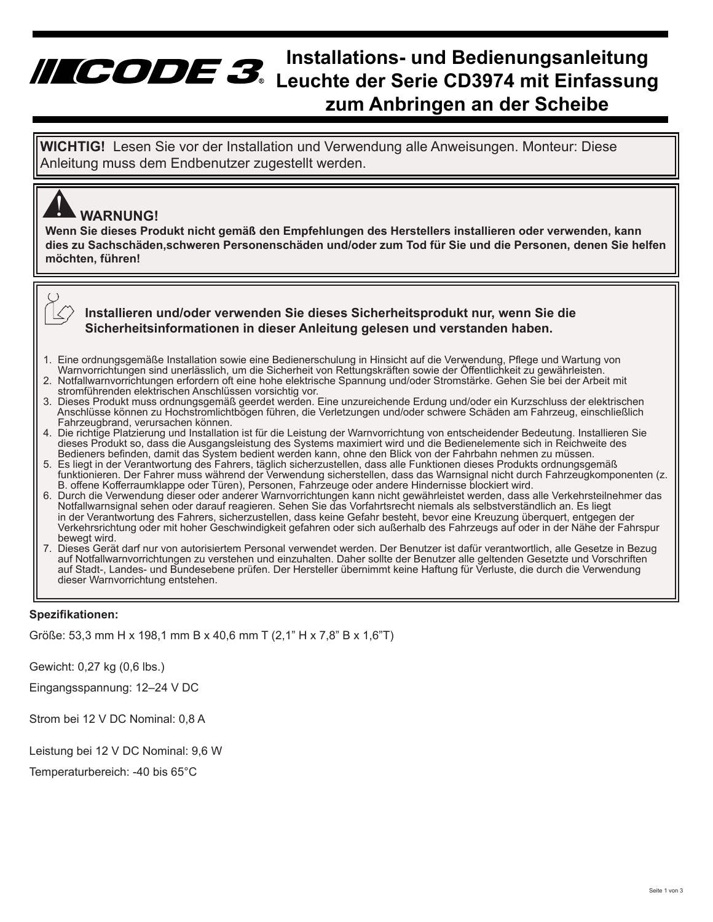# CODE 3® Installations- und Bedienungsanleitung Leuchte der Serie CD3974 mit Einfassung zum Anbringen an der Scheibe

**WICHTIG!** Lesen Sie vor der Installation und Verwendung alle Anweisungen. Monteur: Diese Anleitung muss dem Endbenutzer zugestellt werden.

**WARNUNG!**

**Wenn Sie dieses Produkt nicht gemäß den Empfehlungen des Herstellers installieren oder verwenden, kann dies zu Sachschäden,schweren Personenschäden und/oder zum Tod für Sie und die Personen, denen Sie helfen möchten, führen!**

**Installieren und/oder verwenden Sie dieses Sicherheitsprodukt nur, wenn Sie die Sicherheitsinformationen in dieser Anleitung gelesen und verstanden haben.**

1. Eine ordnungsgemäße Installation sowie eine Bedienerschulung in Hinsicht auf die Verwendung, Pflege und Wartung von Warnvorrichtungen sind unerlässlich, um die Sicherheit von Rettungskräften sowie der Öffentlichkeit zu gewährleisten.
2. Notfallwarnvorrichtungen erfordern oft eine hohe elektrische Spannung und/oder Stromstärke. Gehen Sie bei der Arbeit mit stromführenden elektrischen Anschlüssen vorsichtig vor.
3. Dieses Produkt muss ordnungsgemäß geerdet werden. Eine unzureichende Erdung und/oder ein Kurzschluss der elektrischen Anschlüsse können zu Hochstromlichtbögen führen, die Verletzungen und/oder schwere Schäden am Fahrzeug, einschließlich Fahrzeugbrand, verursachen können.
4. Die richtige Platzierung und Installation ist für die Leistung der Warnvorrichtung von entscheidender Bedeutung. Installieren Sie dieses Produkt so, dass die Ausgangsleistung des Systems maximiert wird und die Bedienelemente sich in Reichweite des Bedieners befinden, damit das System bedient werden kann, ohne den Blick von der Fahrbahn nehmen zu müssen.
5. Es liegt in der Verantwortung des Fahrers, täglich sicherzustellen, dass alle Funktionen dieses Produkts ordnungsgemäß funktionieren. Der Fahrer muss während der Verwendung sicherstellen, dass das Warnsignal nicht durch Fahrzeugkomponenten (z. B. offene Kofferraumklappe oder Türen), Personen, Fahrzeuge oder andere Hindernisse blockiert wird.
6. Durch die Verwendung dieser oder anderer Warnvorrichtungen kann nicht gewährleistet werden, dass alle Verkehrsteilnehmer das Notfallwarnsignal sehen oder darauf reagieren. Sehen Sie das Vorfahrtsrecht niemals als selbstverständlich an. Es liegt in der Verantwortung des Fahrers, sicherzustellen, dass keine Gefahr besteht, bevor eine Kreuzung überquert, entgegen der Verkehrsrichtung oder mit hoher Geschwindigkeit gefahren oder sich außerhalb des Fahrzeugs auf oder in der Nähe der Fahrspur bewegt wird.
7. Dieses Gerät darf nur von autorisiertem Personal verwendet werden. Der Benutzer ist dafür verantwortlich, alle Gesetze in Bezug auf Notfallwarnvorrichtungen zu verstehen und einzuhalten. Daher sollte der Benutzer alle geltenden Gesetzte und Vorschriften auf Stadt-, Landes- und Bundesebene prüfen. Der Hersteller übernimmt keine Haftung für Verluste, die durch die Verwendung dieser Warnvorrichtung entstehen.

**Spezifikationen:**

Größe: 53,3 mm H x 198,1 mm B x 40,6 mm T (2,1” H x 7,8” B x 1,6”T)

Gewicht: 0,27 kg (0,6 lbs.)

Eingangsspannung: 12–24 V DC

Strom bei 12 V DC Nominal: 0,8 A

Leistung bei 12 V DC Nominal: 9,6 W

Temperaturbereich: -40 bis 65°C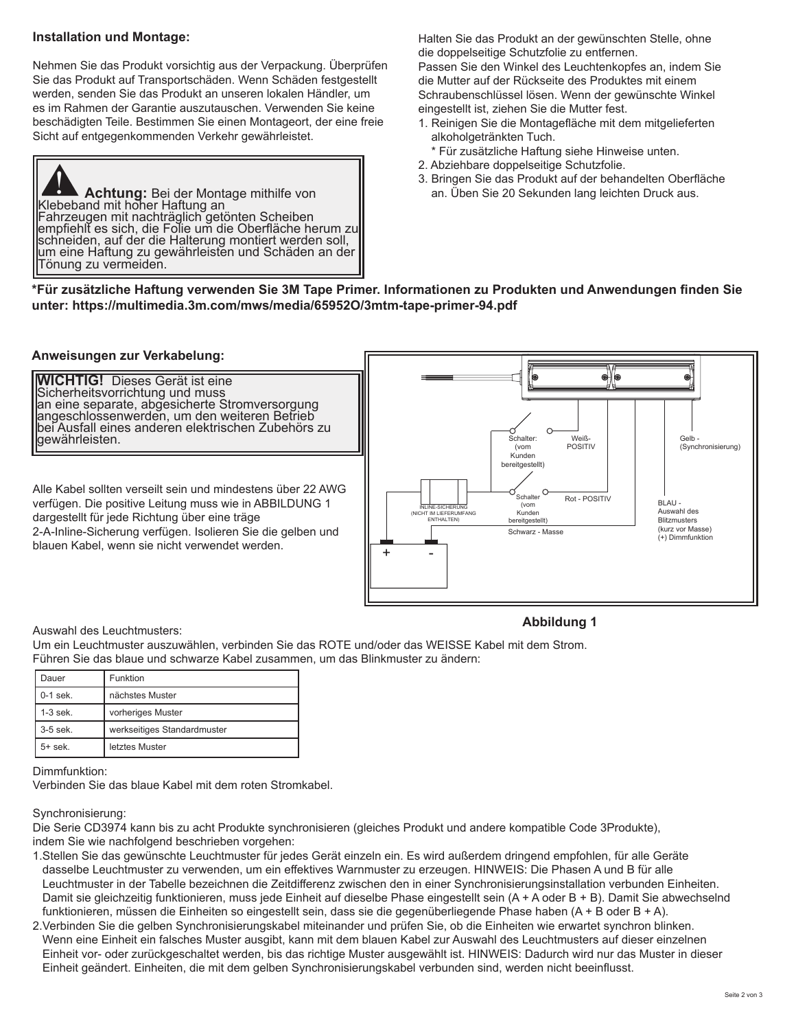### Installation und Montage:

Nehmen Sie das Produkt vorsichtig aus der Verpackung. Überprüfen Sie das Produkt auf Transportschäden. Wenn Schäden festgestellt werden, senden Sie das Produkt an unseren lokalen Händler, um es im Rahmen der Garantie auszutauschen. Verwenden Sie keine beschädigten Teile. Bestimmen Sie einen Montageort, der eine freie Sicht auf entgegenkommenden Verkehr gewährleistet.

> **Achtung:** Bei der Montage mithilfe von Klebeband mit hoher Haftung an Fahrzeugen mit nachträglich getönten Scheiben empfiehlt es sich, die Folie um die Oberfläche herum zu schneiden, auf der die Halterung montiert werden soll, um eine Haftung zu gewährleisten und Schäden an der Tönung zu vermeiden.

Halten Sie das Produkt an der gewünschten Stelle, ohne die doppelseitige Schutzfolie zu entfernen.
Passen Sie den Winkel des Leuchtenkopfes an, indem Sie die Mutter auf der Rückseite des Produktes mit einem Schraubenschlüssel lösen. Wenn der gewünschte Winkel eingestellt ist, ziehen Sie die Mutter fest.

1. Reinigen Sie die Montagefläche mit dem mitgelieferten alkoholgetränkten Tuch.
   * Für zusätzliche Haftung siehe Hinweise unten.
2. Abziehbare doppelseitige Schutzfolie.
3. Bringen Sie das Produkt auf der behandelten Oberfläche an. Üben Sie 20 Sekunden lang leichten Druck aus.

**\*Für zusätzliche Haftung verwenden Sie 3M Tape Primer. Informationen zu Produkten und Anwendungen finden Sie unter: https://multimedia.3m.com/mws/media/65952O/3mtm-tape-primer-94.pdf**

### Anweisungen zur Verkabelung:

> **WICHTIG!** Dieses Gerät ist eine Sicherheitsvorrichtung und muss an eine separate, abgesicherte Stromversorgung angeschlossenwerden, um den weiteren Betrieb bei Ausfall eines anderen elektrischen Zubehörs zu gewährleisten.

Alle Kabel sollten verseilt sein und mindestens über 22 AWG verfügen. Die positive Leitung muss wie in ABBILDUNG 1 dargestellt für jede Richtung über eine träge 2-A-Inline-Sicherung verfügen. Isolieren Sie die gelben und blauen Kabel, wenn sie nicht verwendet werden.

Schalter: (vom Kunden bereitgestellt) — Weiß-POSITIV — Gelb - (Synchronisierung) — INLINE-SICHERUNG (NICHT IM LIEFERUMFANG ENTHALTEN) — Schalter (vom Kunden bereitgestellt) — Rot - POSITIV — BLAU - Auswahl des Blitzmusters (kurz vor Masse) (+) Dimmfunktion — Schwarz - Masse — + —  -

**Abbildung 1**

Auswahl des Leuchtmusters:
Um ein Leuchtmuster auszuwählen, verbinden Sie das ROTE und/oder das WEISSE Kabel mit dem Strom.
Führen Sie das blaue und schwarze Kabel zusammen, um das Blinkmuster zu ändern:

| Dauer | Funktion |
|---|---|
| 0-1 sek. | nächstes Muster |
| 1-3 sek. | vorheriges Muster |
| 3-5 sek. | werkseitiges Standardmuster |
| 5+ sek. | letztes Muster |

Dimmfunktion:
Verbinden Sie das blaue Kabel mit dem roten Stromkabel.

Synchronisierung:
Die Serie CD3974 kann bis zu acht Produkte synchronisieren (gleiches Produkt und andere kompatible Code 3Produkte), indem Sie wie nachfolgend beschrieben vorgehen:

1. Stellen Sie das gewünschte Leuchtmuster für jedes Gerät einzeln ein. Es wird außerdem dringend empfohlen, für alle Geräte dasselbe Leuchtmuster zu verwenden, um ein effektives Warnmuster zu erzeugen. HINWEIS: Die Phasen A und B für alle Leuchtmuster in der Tabelle bezeichnen die Zeitdifferenz zwischen den in einer Synchronisierungsinstallation verbunden Einheiten. Damit sie gleichzeitig funktionieren, muss jede Einheit auf dieselbe Phase eingestellt sein (A + A oder B + B). Damit Sie abwechselnd funktionieren, müssen die Einheiten so eingestellt sein, dass sie die gegenüberliegende Phase haben (A + B oder B + A).
2. Verbinden Sie die gelben Synchronisierungskabel miteinander und prüfen Sie, ob die Einheiten wie erwartet synchron blinken. Wenn eine Einheit ein falsches Muster ausgibt, kann mit dem blauen Kabel zur Auswahl des Leuchtmusters auf dieser einzelnen Einheit vor- oder zurückgeschaltet werden, bis das richtige Muster ausgewählt ist. HINWEIS: Dadurch wird nur das Muster in dieser Einheit geändert. Einheiten, die mit dem gelben Synchronisierungskabel verbunden sind, werden nicht beeinflusst.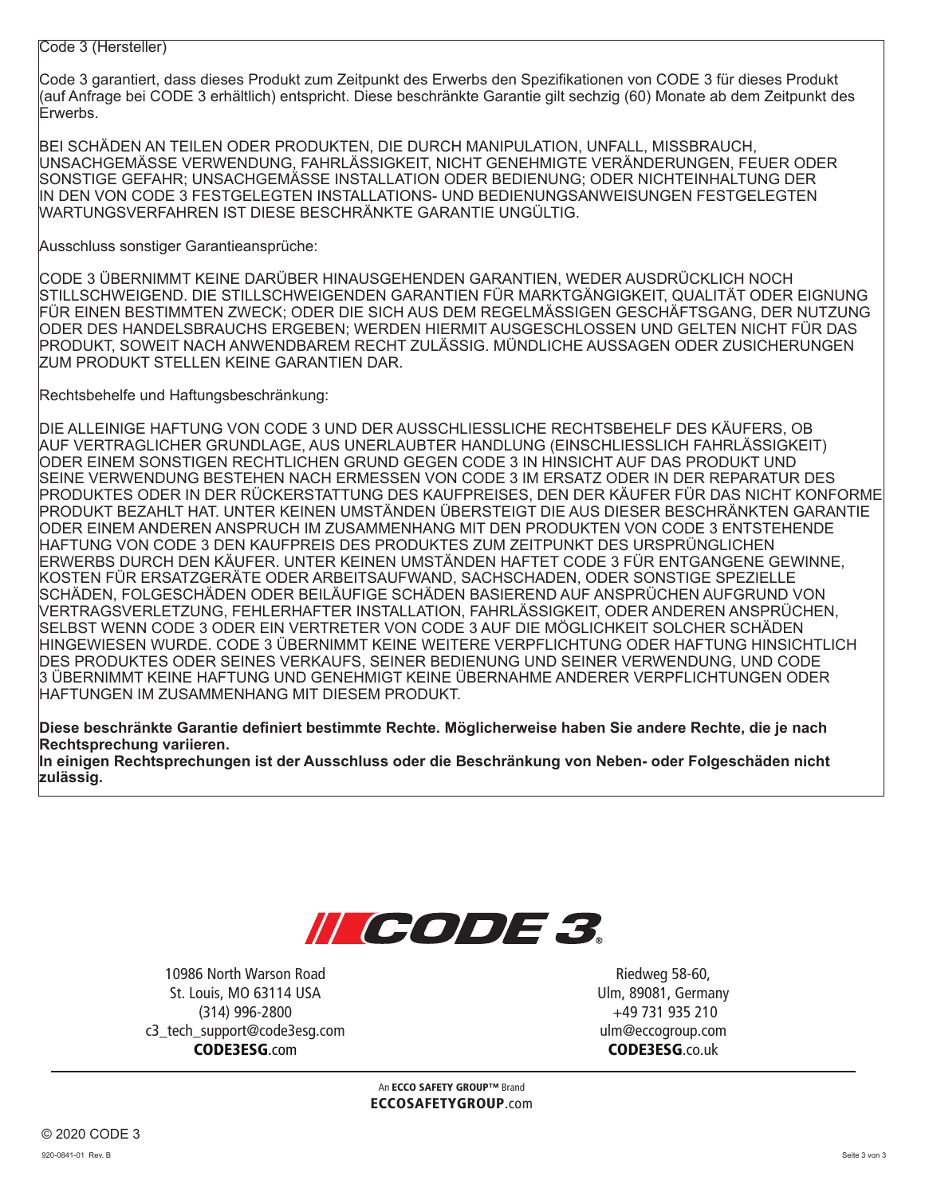Code 3 (Hersteller)

Code 3 garantiert, dass dieses Produkt zum Zeitpunkt des Erwerbs den Spezifikationen von CODE 3 für dieses Produkt (auf Anfrage bei CODE 3 erhältlich) entspricht. Diese beschränkte Garantie gilt sechzig (60) Monate ab dem Zeitpunkt des Erwerbs.

BEI SCHÄDEN AN TEILEN ODER PRODUKTEN, DIE DURCH MANIPULATION, UNFALL, MISSBRAUCH, UNSACHGEMÄSSE VERWENDUNG, FAHRLÄSSIGKEIT, NICHT GENEHMIGTE VERÄNDERUNGEN, FEUER ODER SONSTIGE GEFAHR; UNSACHGEMÄSSE INSTALLATION ODER BEDIENUNG; ODER NICHTEINHALTUNG DER IN DEN VON CODE 3 FESTGELEGTEN INSTALLATIONS- UND BEDIENUNGSANWEISUNGEN FESTGELEGTEN WARTUNGSVERFAHREN IST DIESE BESCHRÄNKTE GARANTIE UNGÜLTIG.

Ausschluss sonstiger Garantieansprüche:

CODE 3 ÜBERNIMMT KEINE DARÜBER HINAUSGEHENDEN GARANTIEN, WEDER AUSDRÜCKLICH NOCH STILLSCHWEIGEND. DIE STILLSCHWEIGENDEN GARANTIEN FÜR MARKTGÄNGIGKEIT, QUALITÄT ODER EIGNUNG FÜR EINEN BESTIMMTEN ZWECK; ODER DIE SICH AUS DEM REGELMÄSSIGEN GESCHÄFTSGANG, DER NUTZUNG ODER DES HANDELSBRAUCHS ERGEBEN; WERDEN HIERMIT AUSGESCHLOSSEN UND GELTEN NICHT FÜR DAS PRODUKT, SOWEIT NACH ANWENDBAREM RECHT ZULÄSSIG. MÜNDLICHE AUSSAGEN ODER ZUSICHERUNGEN ZUM PRODUKT STELLEN KEINE GARANTIEN DAR.

Rechtsbehelfe und Haftungsbeschränkung:

DIE ALLEINIGE HAFTUNG VON CODE 3 UND DER AUSSCHLIESSLICHE RECHTSBEHELF DES KÄUFERS, OB AUF VERTRAGLICHER GRUNDLAGE, AUS UNERLAUBTER HANDLUNG (EINSCHLIESSLICH FAHRLÄSSIGKEIT) ODER EINEM SONSTIGEN RECHTLICHEN GRUND GEGEN CODE 3 IN HINSICHT AUF DAS PRODUKT UND SEINE VERWENDUNG BESTEHEN NACH ERMESSEN VON CODE 3 IM ERSATZ ODER IN DER REPARATUR DES PRODUKTES ODER IN DER RÜCKERSTATTUNG DES KAUFPREISES, DEN DER KÄUFER FÜR DAS NICHT KONFORME PRODUKT BEZAHLT HAT. UNTER KEINEN UMSTÄNDEN ÜBERSTEIGT DIE AUS DIESER BESCHRÄNKTEN GARANTIE ODER EINEM ANDEREN ANSPRUCH IM ZUSAMMENHANG MIT DEN PRODUKTEN VON CODE 3 ENTSTEHENDE HAFTUNG VON CODE 3 DEN KAUFPREIS DES PRODUKTES ZUM ZEITPUNKT DES URSPRÜNGLICHEN ERWERBS DURCH DEN KÄUFER. UNTER KEINEN UMSTÄNDEN HAFTET CODE 3 FÜR ENTGANGENE GEWINNE, KOSTEN FÜR ERSATZGERÄTE ODER ARBEITSAUFWAND, SACHSCHADEN, ODER SONSTIGE SPEZIELLE SCHÄDEN, FOLGESCHÄDEN ODER BEILÄUFIGE SCHÄDEN BASIEREND AUF ANSPRÜCHEN AUFGRUND VON VERTRAGSVERLETZUNG, FEHLERHAFTER INSTALLATION, FAHRLÄSSIGKEIT, ODER ANDEREN ANSPRÜCHEN, SELBST WENN CODE 3 ODER EIN VERTRETER VON CODE 3 AUF DIE MÖGLICHKEIT SOLCHER SCHÄDEN HINGEWIESEN WURDE. CODE 3 ÜBERNIMMT KEINE WEITERE VERPFLICHTUNG ODER HAFTUNG HINSICHTLICH DES PRODUKTES ODER SEINES VERKAUFS, SEINER BEDIENUNG UND SEINER VERWENDUNG, UND CODE 3 ÜBERNIMMT KEINE HAFTUNG UND GENEHMIGT KEINE ÜBERNAHME ANDERER VERPFLICHTUNGEN ODER HAFTUNGEN IM ZUSAMMENHANG MIT DIESEM PRODUKT.

**Diese beschränkte Garantie definiert bestimmte Rechte. Möglicherweise haben Sie andere Rechte, die je nach Rechtsprechung variieren.**
**In einigen Rechtsprechungen ist der Ausschluss oder die Beschränkung von Neben- oder Folgeschäden nicht zulässig.**

CODE 3®

10986 North Warson Road
St. Louis, MO 63114 USA
(314) 996-2800
c3_tech_support@code3esg.com
**CODE3ESG**.com

Riedweg 58-60,
Ulm, 89081, Germany
+49 731 935 210
ulm@eccogroup.com
**CODE3ESG**.co.uk

An **ECCO SAFETY GROUP™** Brand
**ECCOSAFETYGROUP**.com

© 2020 CODE 3

920-0841-01 Rev. B